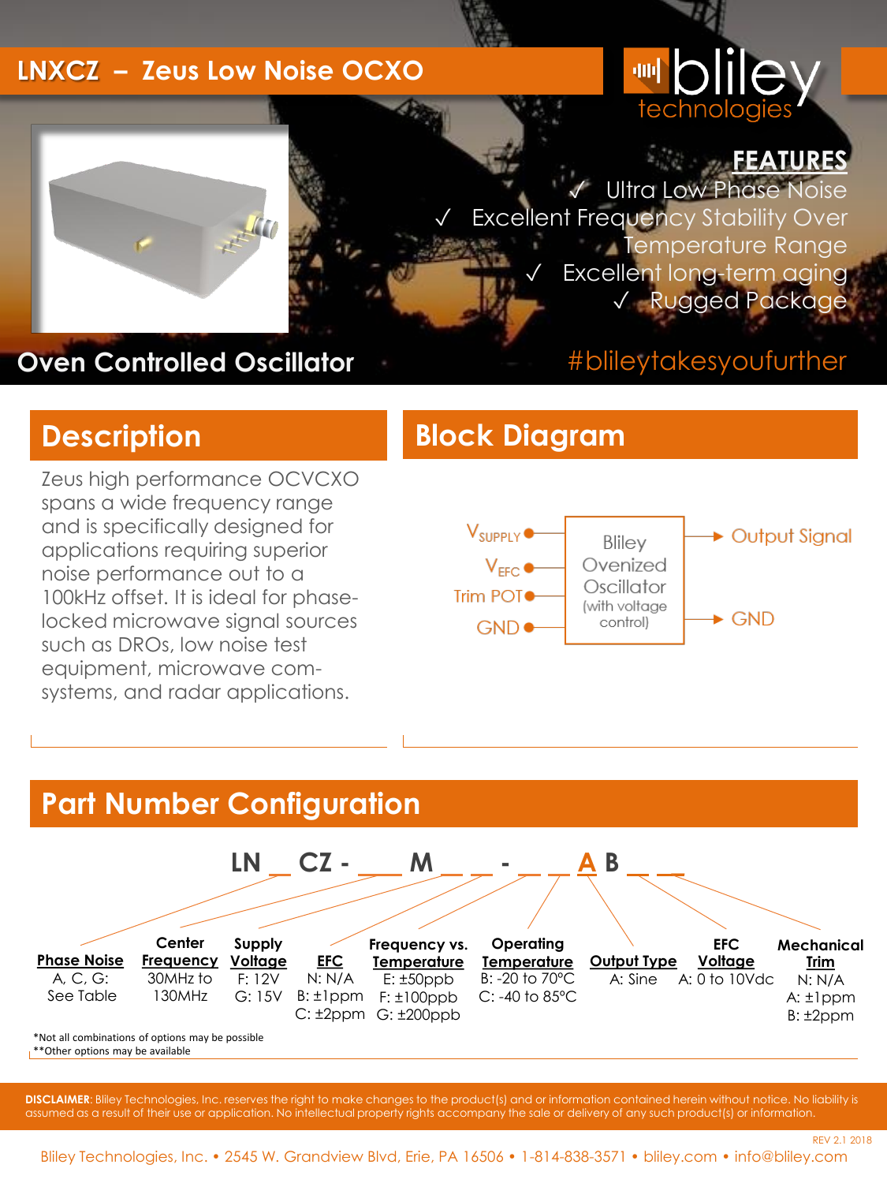# LNXCZ – Zeus Low Noise OCXO

bliley technologies

## FEATURES

- ✓ Ultra Low Phase Noise
- ✓ Excellent Frequency Stability Over Temperature Range
- ✓ Excellent long-term aging
- ✓ Rugged Package

Oven Controlled Oscillator

#blileytakesyoufurther

## Description

Zeus high performance OCVCXO spans a wide frequency range and is specifically designed for applications requiring superior noise performance out to a 100kHz offset. It is ideal for phase-locked microwave signal sources such as DROs, low noise test equipment, microwave com-systems, and radar applications.

## Block Diagram

Inputs: $V_{SUPPLY}$, $V_{EFC}$, Trim POT, GND → Bliley Ovenized Oscillator (with voltage control) → Output Signal, GND

## Part Number Configuration

LN _ CZ - _ _ M _ _ - _ _ A B _ _

| Phase Noise | Center Frequency | Supply Voltage | EFC | Frequency vs. Temperature | Operating Temperature | Output Type | EFC Voltage | Mechanical Trim |
|---|---|---|---|---|---|---|---|---|
| A, C, G: See Table | 30MHz to 130MHz | F: 12V | N: N/A | E: ±50ppb | B: -20 to 70°C | A: Sine | A: 0 to 10Vdc | N: N/A |
| | | G: 15V | B: ±1ppm | F: ±100ppb | C: -40 to 85°C | | | A: ±1ppm |
| | | | C: ±2ppm | G: ±200ppb | | | | B: ±2ppm |

*Not all combinations of options may be possible
**Other options may be available

**DISCLAIMER**: Bliley Technologies, Inc. reserves the right to make changes to the product(s) and or information contained herein without notice. No liability is assumed as a result of their use or application. No intellectual property rights accompany the sale or delivery of any such product(s) or information.

REV 2.1 2018

Bliley Technologies, Inc. • 2545 W. Grandview Blvd, Erie, PA 16506 • 1-814-838-3571 • bliley.com • info@bliley.com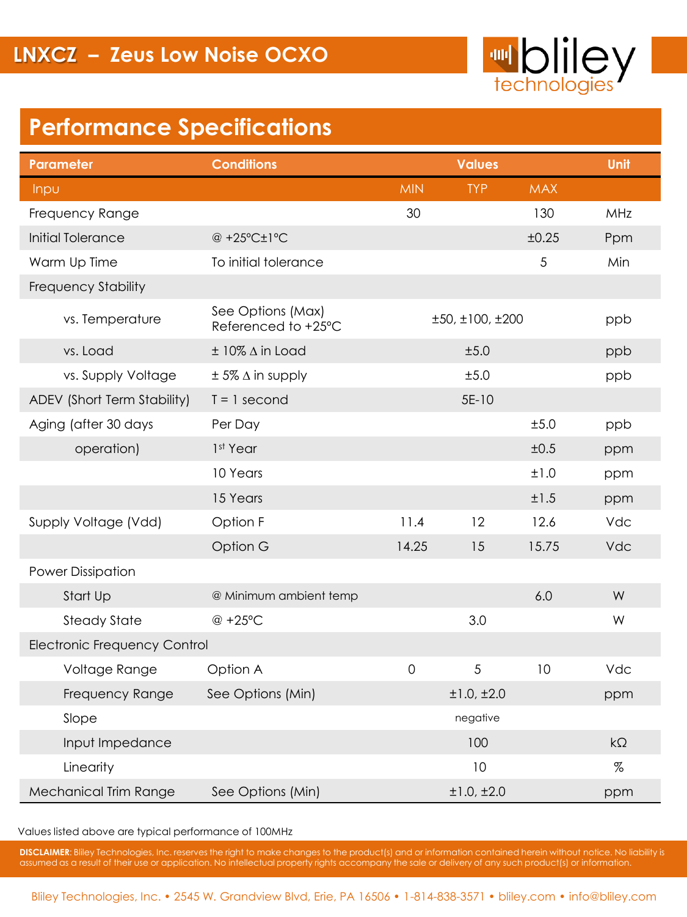# LNXCZ – Zeus Low Noise OCXO

## Performance Specifications

| Parameter | Conditions | Values | | | Unit |
|---|---|---|---|---|---|
| Inpu | | MIN | TYP | MAX | |
| Frequency Range | | 30 | | 130 | MHz |
| Initial Tolerance | @ +25°C±1°C | | | ±0.25 | Ppm |
| Warm Up Time | To initial tolerance | | | 5 | Min |
| Frequency Stability | | | | | |
| vs. Temperature | See Options (Max) Referenced to +25°C | | ±50, ±100, ±200 | | ppb |
| vs. Load | ± 10% Δ in Load | | ±5.0 | | ppb |
| vs. Supply Voltage | ± 5% Δ in supply | | ±5.0 | | ppb |
| ADEV (Short Term Stability) | T = 1 second | | 5E-10 | | |
| Aging (after 30 days | Per Day | | | ±5.0 | ppb |
| operation) | 1st Year | | | ±0.5 | ppm |
| | 10 Years | | | ±1.0 | ppm |
| | 15 Years | | | ±1.5 | ppm |
| Supply Voltage (Vdd) | Option F | 11.4 | 12 | 12.6 | Vdc |
| | Option G | 14.25 | 15 | 15.75 | Vdc |
| Power Dissipation | | | | | |
| Start Up | @ Minimum ambient temp | | | 6.0 | W |
| Steady State | @ +25°C | | 3.0 | | W |
| Electronic Frequency Control | | | | | |
| Voltage Range | Option A | 0 | 5 | 10 | Vdc |
| Frequency Range | See Options (Min) | | ±1.0, ±2.0 | | ppm |
| Slope | | | negative | | |
| Input Impedance | | | 100 | | kΩ |
| Linearity | | | 10 | | % |
| Mechanical Trim Range | See Options (Min) | | ±1.0, ±2.0 | | ppm |

Values listed above are typical performance of 100MHz

**DISCLAIMER**: Bliley Technologies, Inc. reserves the right to make changes to the product(s) and or information contained herein without notice. No liability is assumed as a result of their use or application. No intellectual property rights accompany the sale or delivery of any such product(s) or information.

Bliley Technologies, Inc. • 2545 W. Grandview Blvd, Erie, PA 16506 • 1-814-838-3571 • bliley.com • info@bliley.com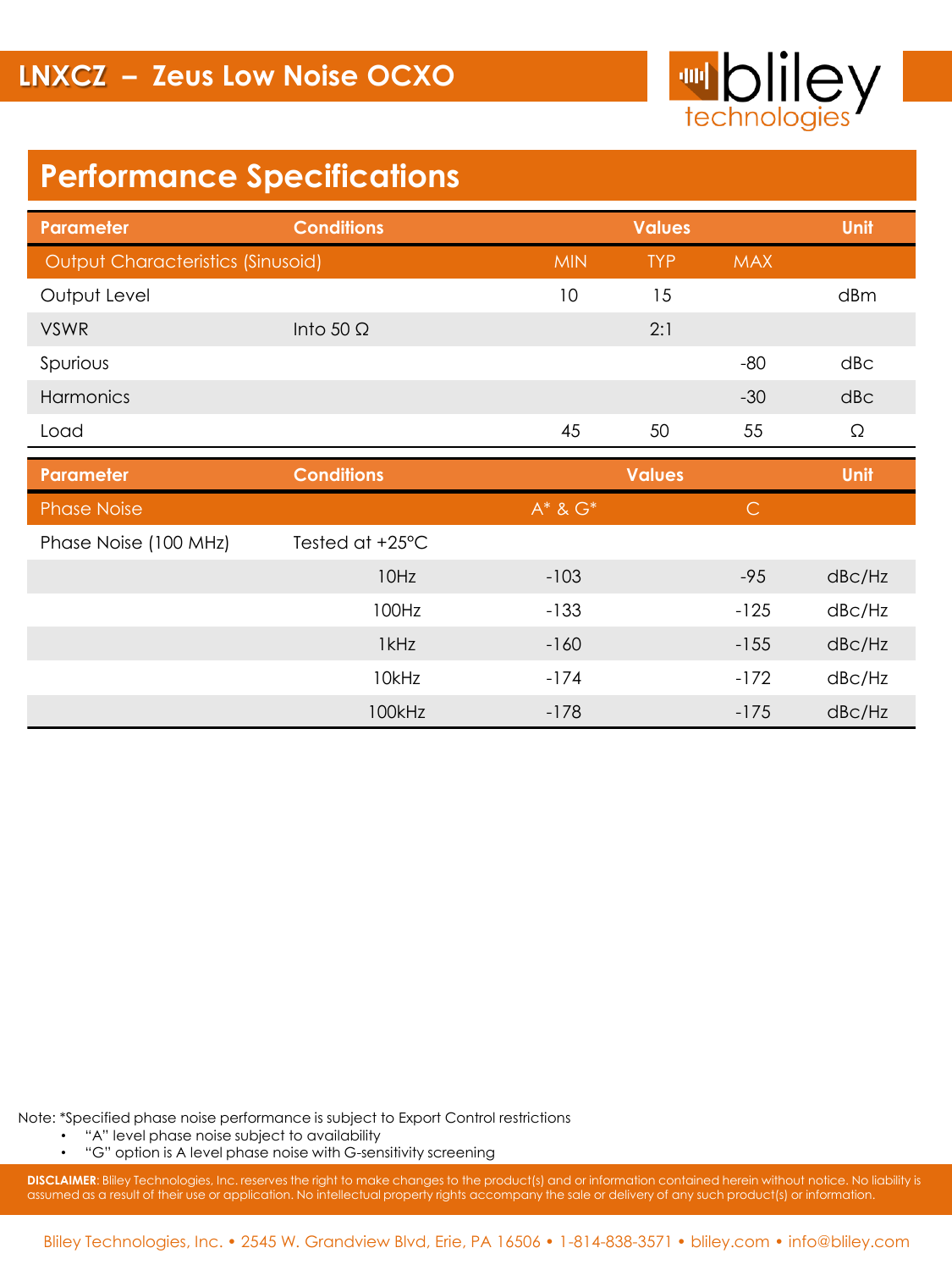# LNXCZ – Zeus Low Noise OCXO

## Performance Specifications

| Parameter | Conditions | MIN | TYP | MAX | Unit |
|---|---|---|---|---|---|
| **Output Characteristics (Sinusoid)** | | MIN | TYP | MAX | |
| Output Level | | 10 | 15 | | dBm |
| VSWR | Into 50 Ω | | 2:1 | | |
| Spurious | | | | -80 | dBc |
| Harmonics | | | | -30 | dBc |
| Load | | 45 | 50 | 55 | Ω |

| Parameter | Conditions | Values | | | Unit |
|---|---|---|---|---|---|
| **Phase Noise** | | A* & G* | | C | |
| Phase Noise (100 MHz) | Tested at +25°C | | | | |
| | 10Hz | -103 | | -95 | dBc/Hz |
| | 100Hz | -133 | | -125 | dBc/Hz |
| | 1kHz | -160 | | -155 | dBc/Hz |
| | 10kHz | -174 | | -172 | dBc/Hz |
| | 100kHz | -178 | | -175 | dBc/Hz |

Note: *Specified phase noise performance is subject to Export Control restrictions

- "A" level phase noise subject to availability
- "G" option is A level phase noise with G-sensitivity screening

**DISCLAIMER**: Bliley Technologies, Inc. reserves the right to make changes to the product(s) and or information contained herein without notice. No liability is assumed as a result of their use or application. No intellectual property rights accompany the sale or delivery of any such product(s) or information.

Bliley Technologies, Inc. • 2545 W. Grandview Blvd, Erie, PA 16506 • 1-814-838-3571 • bliley.com • info@bliley.com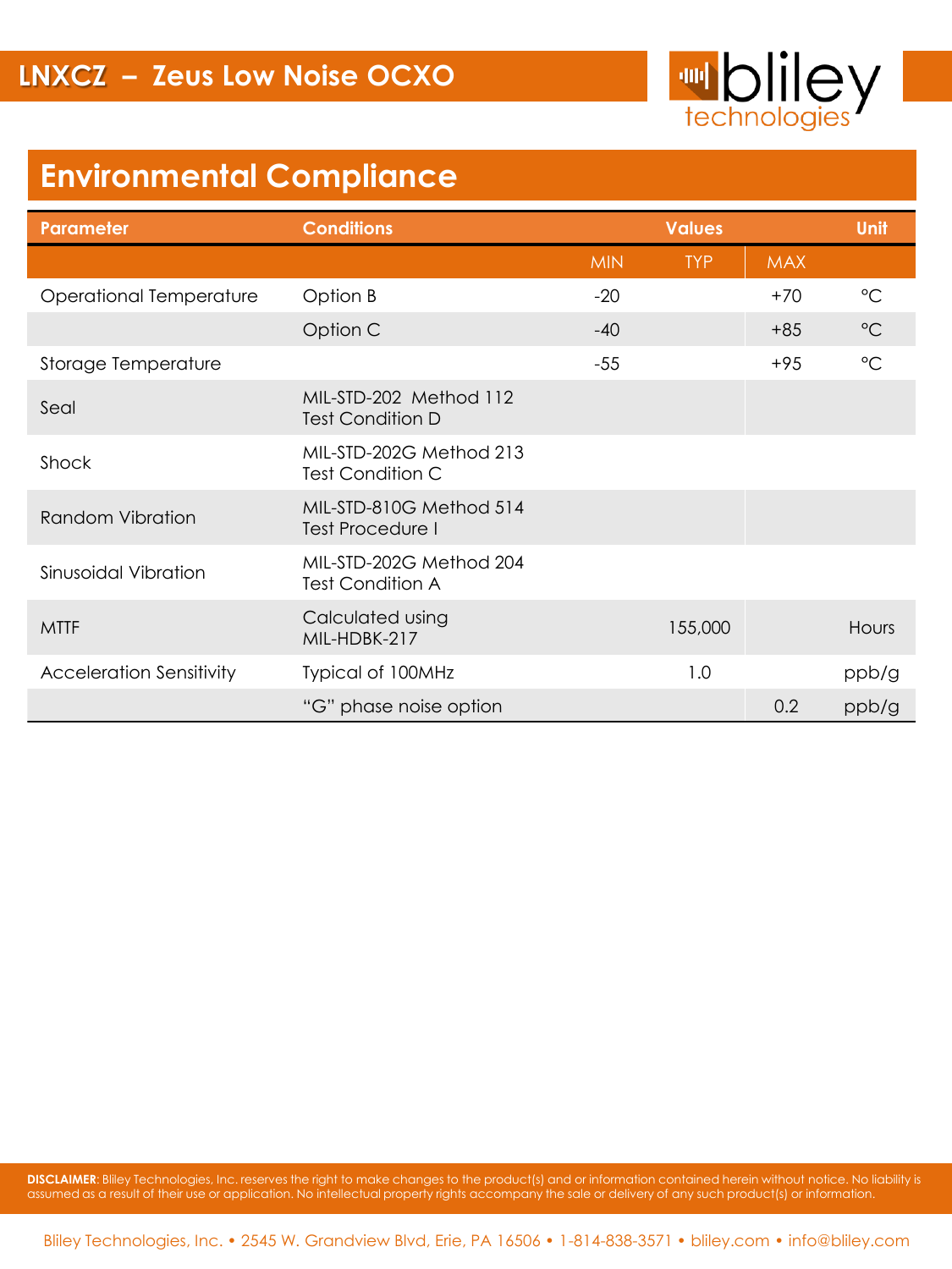# LNXCZ – Zeus Low Noise OCXO

## Environmental Compliance

| Parameter | Conditions | Values | | | Unit |
|---|---|---|---|---|---|
| | | MIN | TYP | MAX | |
| Operational Temperature | Option B | -20 | | +70 | °C |
| | Option C | -40 | | +85 | °C |
| Storage Temperature | | -55 | | +95 | °C |
| Seal | MIL-STD-202 Method 112 Test Condition D | | | | |
| Shock | MIL-STD-202G Method 213 Test Condition C | | | | |
| Random Vibration | MIL-STD-810G Method 514 Test Procedure I | | | | |
| Sinusoidal Vibration | MIL-STD-202G Method 204 Test Condition A | | | | |
| MTTF | Calculated using MIL-HDBK-217 | | 155,000 | | Hours |
| Acceleration Sensitivity | Typical of 100MHz | | 1.0 | | ppb/g |
| | "G" phase noise option | | | 0.2 | ppb/g |

**DISCLAIMER**: Bliley Technologies, Inc. reserves the right to make changes to the product(s) and or information contained herein without notice. No liability is assumed as a result of their use or application. No intellectual property rights accompany the sale or delivery of any such product(s) or information.

Bliley Technologies, Inc. • 2545 W. Grandview Blvd, Erie, PA 16506 • 1-814-838-3571 • bliley.com • info@bliley.com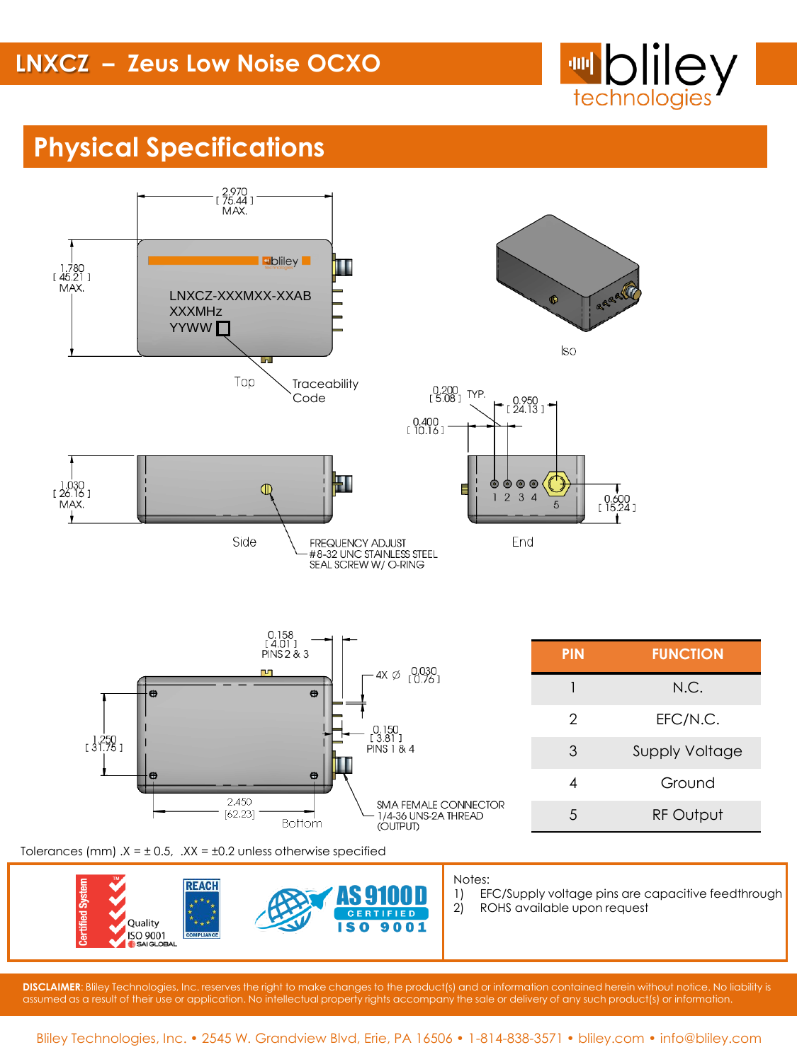# LNXCZ – Zeus Low Noise OCXO

## Physical Specifications

2.970
[ 75.44 ]
MAX.

1.780
[ 45.21 ]
MAX.

LNXCZ-XXXMXX-XXAB
XXXMHz
YYWW

Top

Traceability Code

Iso

0.200
[ 5.08 ] TYP.

0.950
[ 24.13 ]

0.400
[ 10.16 ]

1.030
[ 26.16 ]
MAX.

Side

FREQUENCY ADJUST
#8-32 UNC STAINLESS STEEL
SEAL SCREW W/ O-RING

1 2 3 4 5

0.600
[ 15.24 ]

End

0.158
[ 4.01 ]
PINS 2 & 3

4X ∅ 0.030
[ 0.76 ]

1.250
[ 31.75 ]

0.150
[ 3.81 ]
PINS 1 & 4

2.450
[62.23]

Bottom

SMA FEMALE CONNECTOR
1/4-36 UNS-2A THREAD
(OUTPUT)

| PIN | FUNCTION |
|---|---|
| 1 | N.C. |
| 2 | EFC/N.C. |
| 3 | Supply Voltage |
| 4 | Ground |
| 5 | RF Output |

Tolerances (mm) .X = ± 0.5, .XX = ±0.2 unless otherwise specified

Certified System Quality ISO 9001 SAI GLOBAL

REACH COMPLIANCE

AS 9100 D CERTIFIED ISO 9001

Notes:
1) EFC/Supply voltage pins are capacitive feedthrough
2) ROHS available upon request

**DISCLAIMER**: Bliley Technologies, Inc. reserves the right to make changes to the product(s) and or information contained herein without notice. No liability is assumed as a result of their use or application. No intellectual property rights accompany the sale or delivery of any such product(s) or information.

Bliley Technologies, Inc. • 2545 W. Grandview Blvd, Erie, PA 16506 • 1-814-838-3571 • bliley.com • info@bliley.com